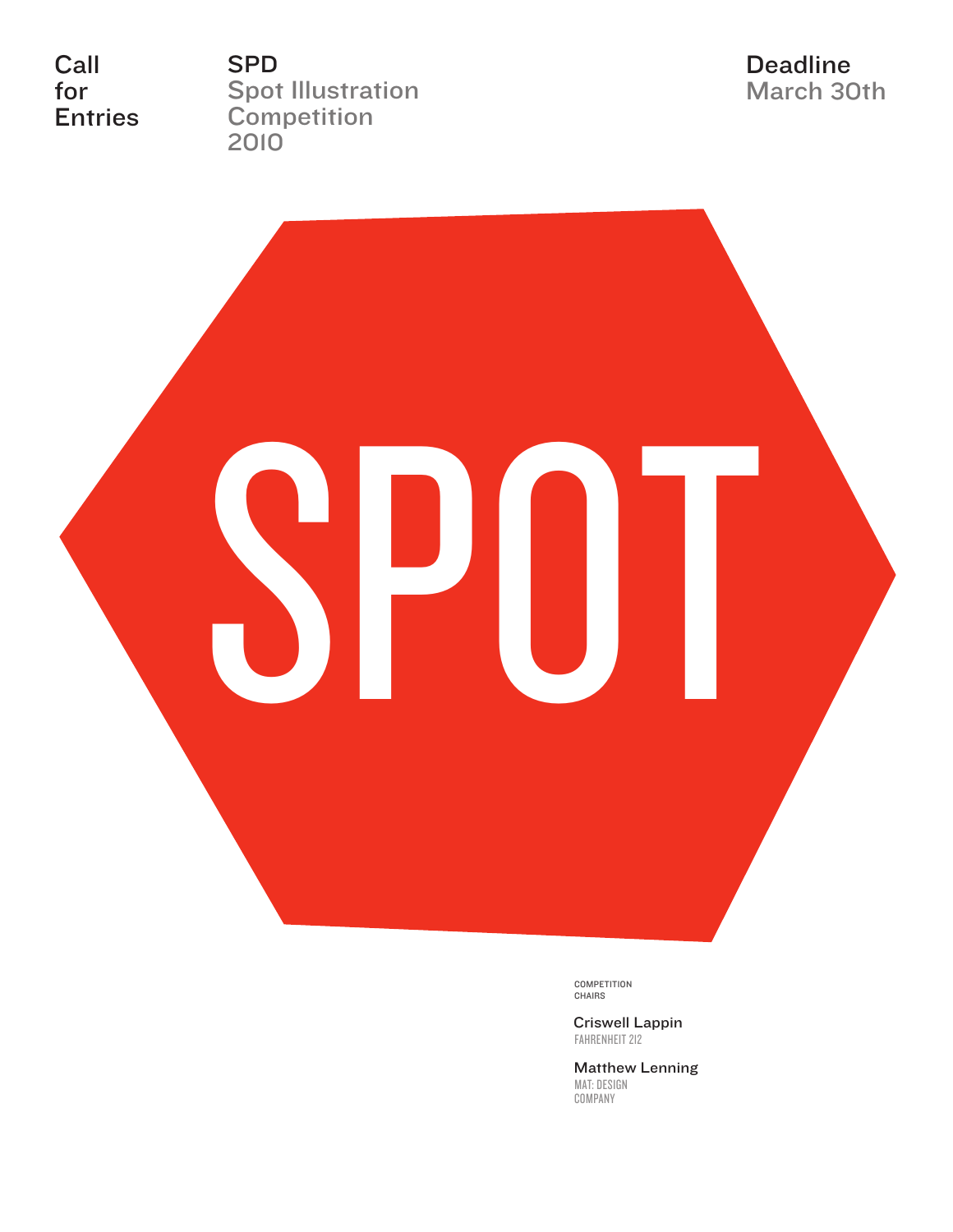Call
for
Entries

**SPD**
Spot Illustration
Competition
2010

**Deadline**
March 30th

# SPOT

COMPETITION
CHAIRS

Criswell Lappin
FAHRENHEIT 212

Matthew Lenning
MAT: DESIGN
COMPANY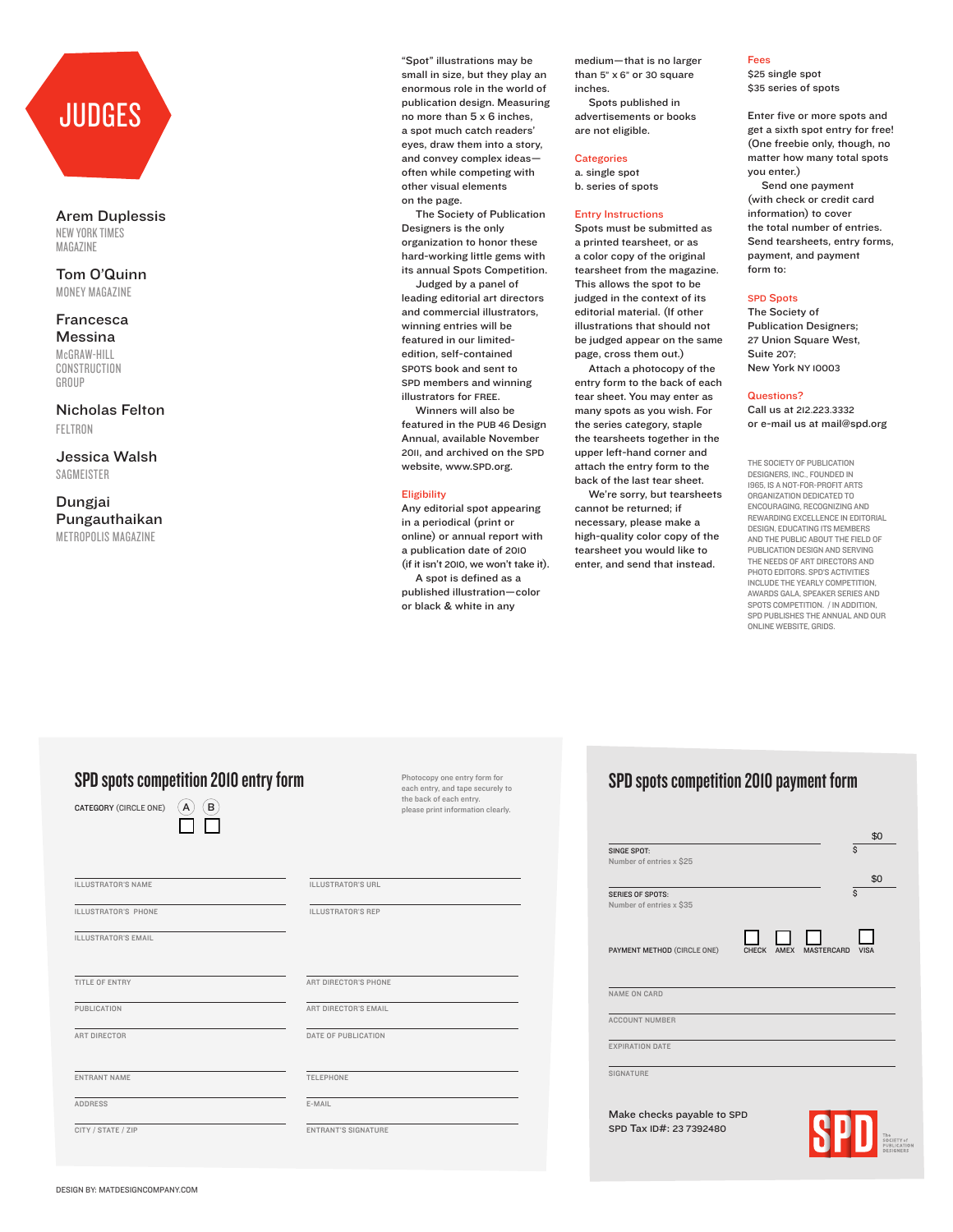# JUDGES

**Arem Duplessis**
NEW YORK TIMES MAGAZINE

**Tom O'Quinn**
MONEY MAGAZINE

**Francesca Messina**
McGRAW-HILL CONSTRUCTION GROUP

**Nicholas Felton**
FELTRON

**Jessica Walsh**
SAGMEISTER

**Dungjai Pungauthaikan**
METROPOLIS MAGAZINE

"Spot" illustrations may be small in size, but they play an enormous role in the world of publication design. Measuring no more than 5 x 6 inches, a spot much catch readers' eyes, draw them into a story, and convey complex ideas—often while competing with other visual elements on the page.

The Society of Publication Designers is the only organization to honor these hard-working little gems with its annual Spots Competition.

Judged by a panel of leading editorial art directors and commercial illustrators, winning entries will be featured in our limited-edition, self-contained SPOTS book and sent to SPD members and winning illustrators for FREE.

Winners will also be featured in the PUB 46 Design Annual, available November 2011, and archived on the SPD website, www.SPD.org.

## Eligibility

Any editorial spot appearing in a periodical (print or online) or annual report with a publication date of 2010 (if it isn't 2010, we won't take it).

A spot is defined as a published illustration—color or black & white in any medium—that is no larger than 5" x 6" or 30 square inches.

Spots published in advertisements or books are not eligible.

## Categories

a. single spot
b. series of spots

## Entry Instructions

Spots must be submitted as a printed tearsheet, or as a color copy of the original tearsheet from the magazine. This allows the spot to be judged in the context of its editorial material. (If other illustrations that should not be judged appear on the same page, cross them out.)

Attach a photocopy of the entry form to the back of each tear sheet. You may enter as many spots as you wish. For the series category, staple the tearsheets together in the upper left-hand corner and attach the entry form to the back of the last tear sheet.

We're sorry, but tearsheets cannot be returned; if necessary, please make a high-quality color copy of the tearsheet you would like to enter, and send that instead.

## Fees

$25 single spot
$35 series of spots

Enter five or more spots and get a sixth spot entry for free! (One freebie only, though, no matter how many total spots you enter.)

Send one payment (with check or credit card information) to cover the total number of entries. Send tearsheets, entry forms, payment, and payment form to:

## SPD Spots

The Society of Publication Designers;
27 Union Square West, Suite 207;
New York NY 10003

## Questions?

Call us at 212.223.3332
or e-mail us at mail@spd.org

THE SOCIETY OF PUBLICATION DESIGNERS, INC., FOUNDED IN 1965, IS A NOT-FOR-PROFIT ARTS ORGANIZATION DEDICATED TO ENCOURAGING, RECOGNIZING AND REWARDING EXCELLENCE IN EDITORIAL DESIGN, EDUCATING ITS MEMBERS AND THE PUBLIC ABOUT THE FIELD OF PUBLICATION DESIGN AND SERVING THE NEEDS OF ART DIRECTORS AND PHOTO EDITORS. SPD'S ACTIVITIES INCLUDE THE YEARLY COMPETITION, AWARDS GALA, SPEAKER SERIES AND SPOTS COMPETITION. / IN ADDITION, SPD PUBLISHES THE ANNUAL AND OUR ONLINE WEBSITE, GRIDS.

## SPD spots competition 2010 entry form

CATEGORY (CIRCLE ONE) (A) (B)

Photocopy one entry form for each entry, and tape securely to the back of each entry. please print information clearly.

ILLUSTRATOR'S NAME
ILLUSTRATOR'S URL
ILLUSTRATOR'S PHONE
ILLUSTRATOR'S REP
ILLUSTRATOR'S EMAIL

TITLE OF ENTRY
ART DIRECTOR'S PHONE
PUBLICATION
ART DIRECTOR'S EMAIL
ART DIRECTOR
DATE OF PUBLICATION

ENTRANT NAME
TELEPHONE
ADDRESS
E-MAIL
CITY / STATE / ZIP
ENTRANT'S SIGNATURE

## SPD spots competition 2010 payment form

SINGE SPOT:
Number of entries x $25 — $ $0

SERIES OF SPOTS:
Number of entries x $35 — $ $0

PAYMENT METHOD (CIRCLE ONE) — CHECK / AMEX / MASTERCARD / VISA

NAME ON CARD
ACCOUNT NUMBER
EXPIRATION DATE
SIGNATURE

Make checks payable to SPD
SPD Tax ID#: 23 7392480

SPD The Society of Publication Designers

DESIGN BY: MATDESIGNCOMPANY.COM